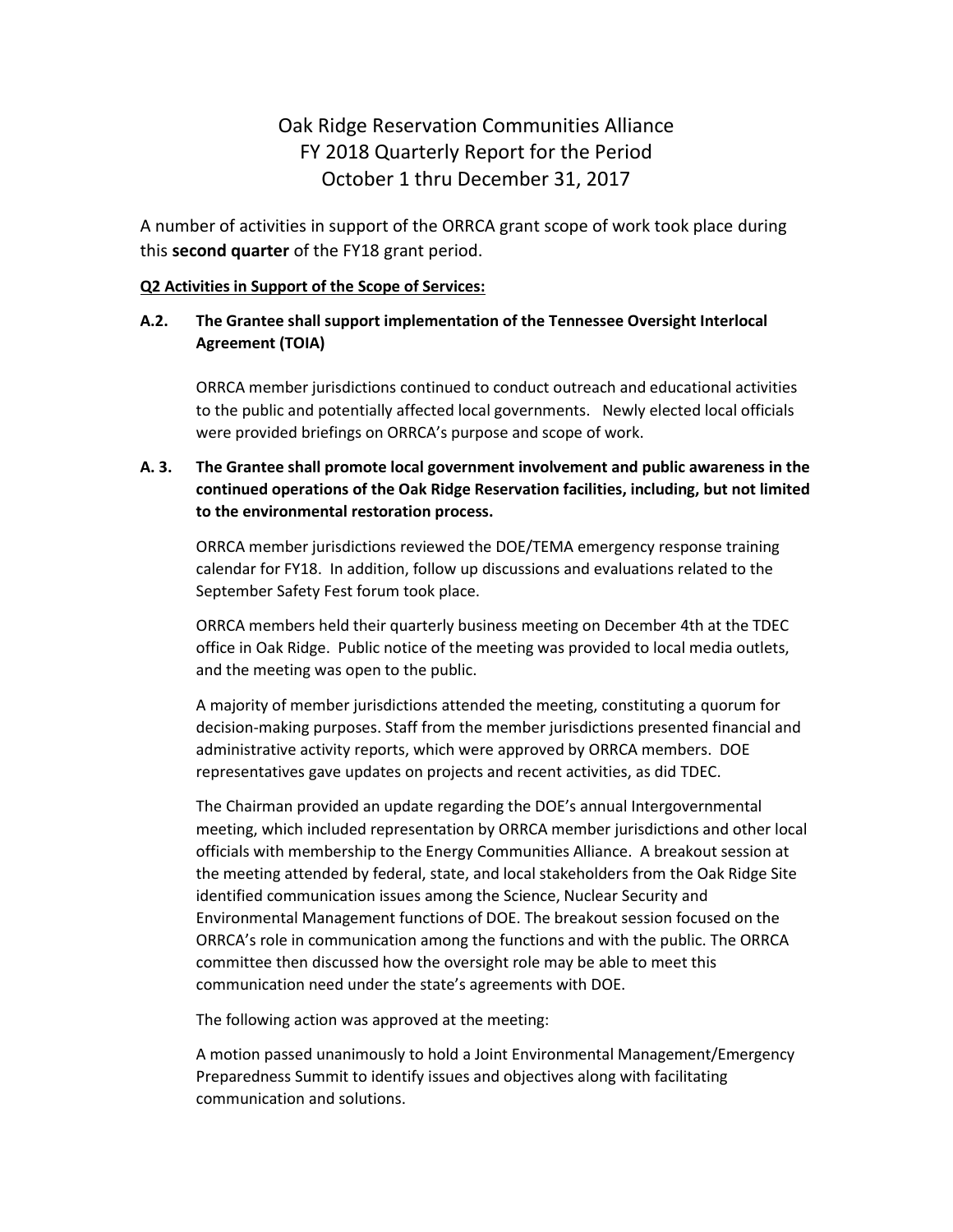# Oak Ridge Reservation Communities Alliance
# FY 2018 Quarterly Report for the Period
# October 1 thru December 31, 2017

A number of activities in support of the ORRCA grant scope of work took place during this **second quarter** of the FY18 grant period.

**Q2 Activities in Support of the Scope of Services:**

**A.2. The Grantee shall support implementation of the Tennessee Oversight Interlocal Agreement (TOIA)**

ORRCA member jurisdictions continued to conduct outreach and educational activities to the public and potentially affected local governments. Newly elected local officials were provided briefings on ORRCA's purpose and scope of work.

**A. 3. The Grantee shall promote local government involvement and public awareness in the continued operations of the Oak Ridge Reservation facilities, including, but not limited to the environmental restoration process.**

ORRCA member jurisdictions reviewed the DOE/TEMA emergency response training calendar for FY18. In addition, follow up discussions and evaluations related to the September Safety Fest forum took place.

ORRCA members held their quarterly business meeting on December 4th at the TDEC office in Oak Ridge. Public notice of the meeting was provided to local media outlets, and the meeting was open to the public.

A majority of member jurisdictions attended the meeting, constituting a quorum for decision-making purposes. Staff from the member jurisdictions presented financial and administrative activity reports, which were approved by ORRCA members. DOE representatives gave updates on projects and recent activities, as did TDEC.

The Chairman provided an update regarding the DOE's annual Intergovernmental meeting, which included representation by ORRCA member jurisdictions and other local officials with membership to the Energy Communities Alliance. A breakout session at the meeting attended by federal, state, and local stakeholders from the Oak Ridge Site identified communication issues among the Science, Nuclear Security and Environmental Management functions of DOE. The breakout session focused on the ORRCA's role in communication among the functions and with the public. The ORRCA committee then discussed how the oversight role may be able to meet this communication need under the state's agreements with DOE.

The following action was approved at the meeting:

A motion passed unanimously to hold a Joint Environmental Management/Emergency Preparedness Summit to identify issues and objectives along with facilitating communication and solutions.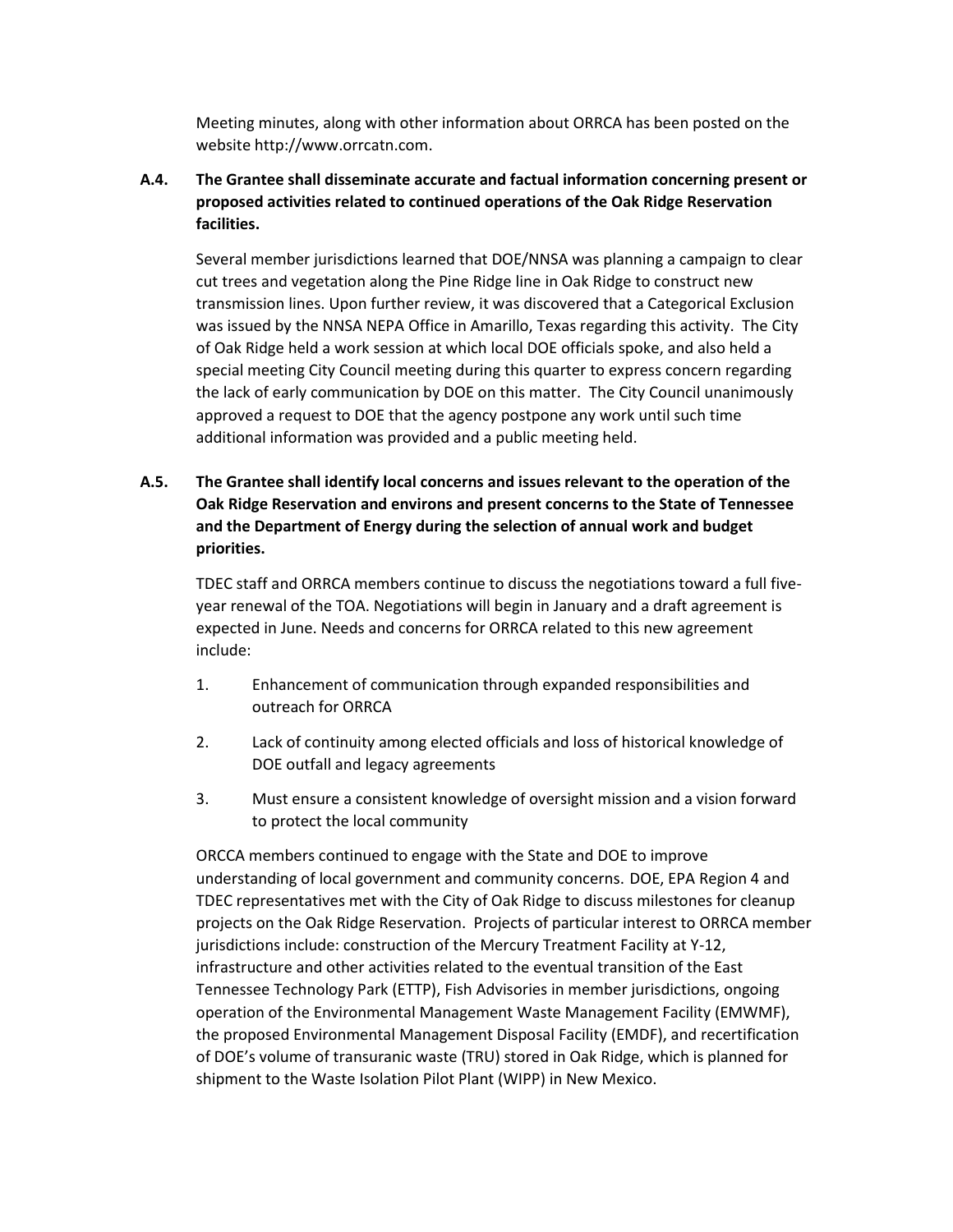Meeting minutes, along with other information about ORRCA has been posted on the website http://www.orrcatn.com.

**A.4. The Grantee shall disseminate accurate and factual information concerning present or proposed activities related to continued operations of the Oak Ridge Reservation facilities.**

Several member jurisdictions learned that DOE/NNSA was planning a campaign to clear cut trees and vegetation along the Pine Ridge line in Oak Ridge to construct new transmission lines. Upon further review, it was discovered that a Categorical Exclusion was issued by the NNSA NEPA Office in Amarillo, Texas regarding this activity. The City of Oak Ridge held a work session at which local DOE officials spoke, and also held a special meeting City Council meeting during this quarter to express concern regarding the lack of early communication by DOE on this matter. The City Council unanimously approved a request to DOE that the agency postpone any work until such time additional information was provided and a public meeting held.

**A.5. The Grantee shall identify local concerns and issues relevant to the operation of the Oak Ridge Reservation and environs and present concerns to the State of Tennessee and the Department of Energy during the selection of annual work and budget priorities.**

TDEC staff and ORRCA members continue to discuss the negotiations toward a full five-year renewal of the TOA. Negotiations will begin in January and a draft agreement is expected in June. Needs and concerns for ORRCA related to this new agreement include:

1. Enhancement of communication through expanded responsibilities and outreach for ORRCA
2. Lack of continuity among elected officials and loss of historical knowledge of DOE outfall and legacy agreements
3. Must ensure a consistent knowledge of oversight mission and a vision forward to protect the local community

ORCCA members continued to engage with the State and DOE to improve understanding of local government and community concerns. DOE, EPA Region 4 and TDEC representatives met with the City of Oak Ridge to discuss milestones for cleanup projects on the Oak Ridge Reservation. Projects of particular interest to ORRCA member jurisdictions include: construction of the Mercury Treatment Facility at Y-12, infrastructure and other activities related to the eventual transition of the East Tennessee Technology Park (ETTP), Fish Advisories in member jurisdictions, ongoing operation of the Environmental Management Waste Management Facility (EMWMF), the proposed Environmental Management Disposal Facility (EMDF), and recertification of DOE's volume of transuranic waste (TRU) stored in Oak Ridge, which is planned for shipment to the Waste Isolation Pilot Plant (WIPP) in New Mexico.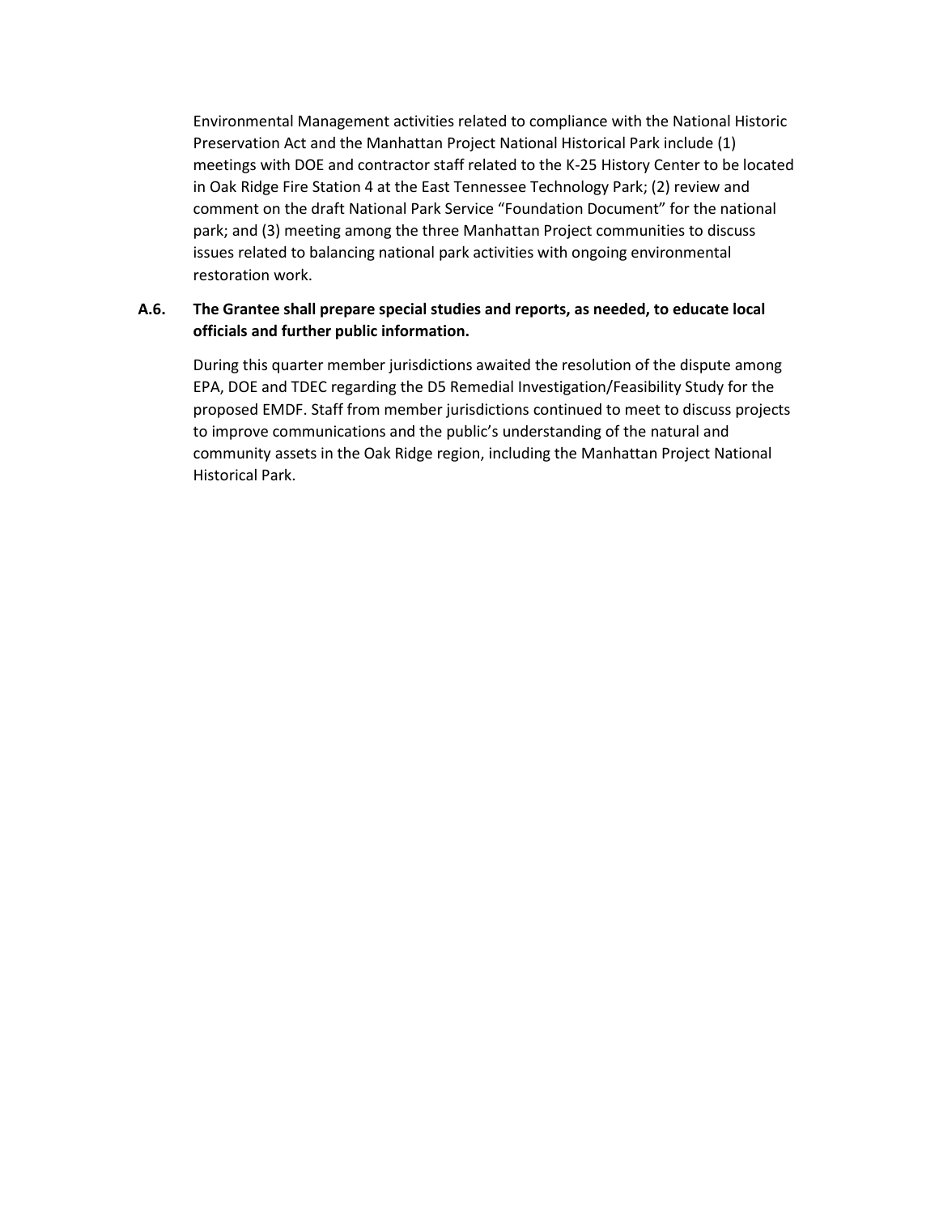Environmental Management activities related to compliance with the National Historic Preservation Act and the Manhattan Project National Historical Park include (1) meetings with DOE and contractor staff related to the K-25 History Center to be located in Oak Ridge Fire Station 4 at the East Tennessee Technology Park; (2) review and comment on the draft National Park Service "Foundation Document" for the national park; and (3) meeting among the three Manhattan Project communities to discuss issues related to balancing national park activities with ongoing environmental restoration work.

**A.6. The Grantee shall prepare special studies and reports, as needed, to educate local officials and further public information.**

During this quarter member jurisdictions awaited the resolution of the dispute among EPA, DOE and TDEC regarding the D5 Remedial Investigation/Feasibility Study for the proposed EMDF. Staff from member jurisdictions continued to meet to discuss projects to improve communications and the public's understanding of the natural and community assets in the Oak Ridge region, including the Manhattan Project National Historical Park.